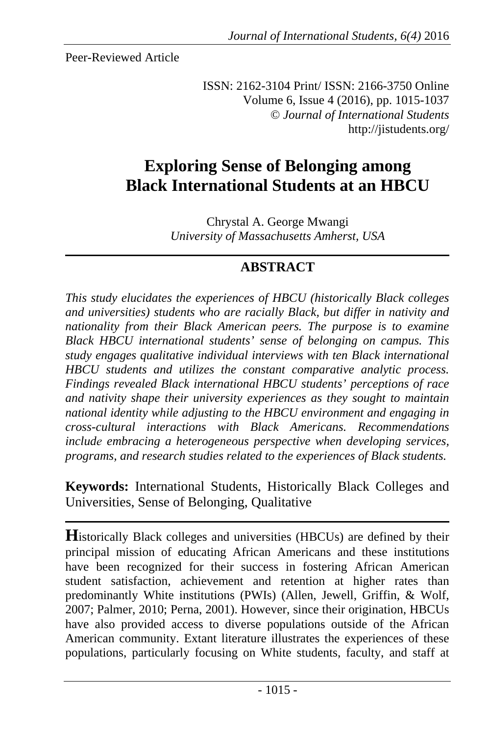Peer-Reviewed Article

ISSN: 2162-3104 Print/ ISSN: 2166-3750 Online
Volume 6, Issue 4 (2016), pp. 1015-1037
© *Journal of International Students*
http://jistudents.org/

# Exploring Sense of Belonging among Black International Students at an HBCU

Chrystal A. George Mwangi
*University of Massachusetts Amherst, USA*

## ABSTRACT

*This study elucidates the experiences of HBCU (historically Black colleges and universities) students who are racially Black, but differ in nativity and nationality from their Black American peers. The purpose is to examine Black HBCU international students' sense of belonging on campus. This study engages qualitative individual interviews with ten Black international HBCU students and utilizes the constant comparative analytic process. Findings revealed Black international HBCU students' perceptions of race and nativity shape their university experiences as they sought to maintain national identity while adjusting to the HBCU environment and engaging in cross-cultural interactions with Black Americans. Recommendations include embracing a heterogeneous perspective when developing services, programs, and research studies related to the experiences of Black students.*

**Keywords:** International Students, Historically Black Colleges and Universities, Sense of Belonging, Qualitative

**H**istorically Black colleges and universities (HBCUs) are defined by their principal mission of educating African Americans and these institutions have been recognized for their success in fostering African American student satisfaction, achievement and retention at higher rates than predominantly White institutions (PWIs) (Allen, Jewell, Griffin, & Wolf, 2007; Palmer, 2010; Perna, 2001). However, since their origination, HBCUs have also provided access to diverse populations outside of the African American community. Extant literature illustrates the experiences of these populations, particularly focusing on White students, faculty, and staff at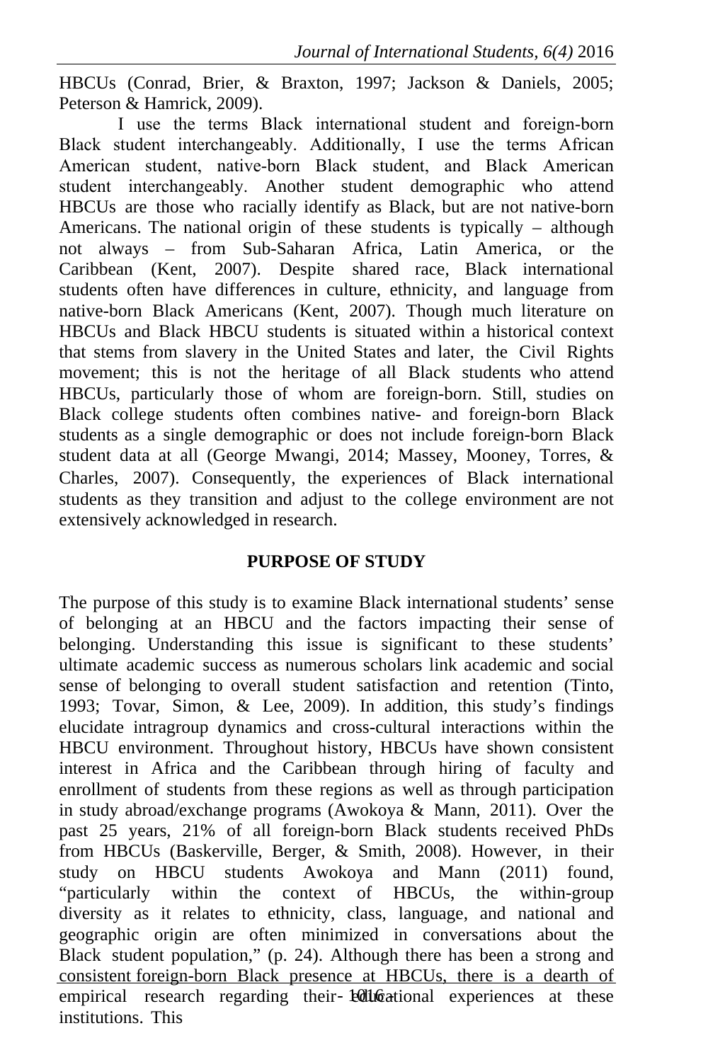HBCUs (Conrad, Brier, & Braxton, 1997; Jackson & Daniels, 2005; Peterson & Hamrick, 2009).

I use the terms Black international student and foreign-born Black student interchangeably. Additionally, I use the terms African American student, native-born Black student, and Black American student interchangeably. Another student demographic who attend HBCUs are those who racially identify as Black, but are not native-born Americans. The national origin of these students is typically – although not always – from Sub-Saharan Africa, Latin America, or the Caribbean (Kent, 2007). Despite shared race, Black international students often have differences in culture, ethnicity, and language from native-born Black Americans (Kent, 2007). Though much literature on HBCUs and Black HBCU students is situated within a historical context that stems from slavery in the United States and later, the Civil Rights movement; this is not the heritage of all Black students who attend HBCUs, particularly those of whom are foreign-born. Still, studies on Black college students often combines native- and foreign-born Black students as a single demographic or does not include foreign-born Black student data at all (George Mwangi, 2014; Massey, Mooney, Torres, & Charles, 2007). Consequently, the experiences of Black international students as they transition and adjust to the college environment are not extensively acknowledged in research.

## PURPOSE OF STUDY

The purpose of this study is to examine Black international students' sense of belonging at an HBCU and the factors impacting their sense of belonging. Understanding this issue is significant to these students' ultimate academic success as numerous scholars link academic and social sense of belonging to overall student satisfaction and retention (Tinto, 1993; Tovar, Simon, & Lee, 2009). In addition, this study's findings elucidate intragroup dynamics and cross-cultural interactions within the HBCU environment. Throughout history, HBCUs have shown consistent interest in Africa and the Caribbean through hiring of faculty and enrollment of students from these regions as well as through participation in study abroad/exchange programs (Awokoya & Mann, 2011). Over the past 25 years, 21% of all foreign-born Black students received PhDs from HBCUs (Baskerville, Berger, & Smith, 2008). However, in their study on HBCU students Awokoya and Mann (2011) found, "particularly within the context of HBCUs, the within-group diversity as it relates to ethnicity, class, language, and national and geographic origin are often minimized in conversations about the Black student population," (p. 24). Although there has been a strong and consistent foreign-born Black presence at HBCUs, there is a dearth of empirical research regarding their educational experiences at these institutions. This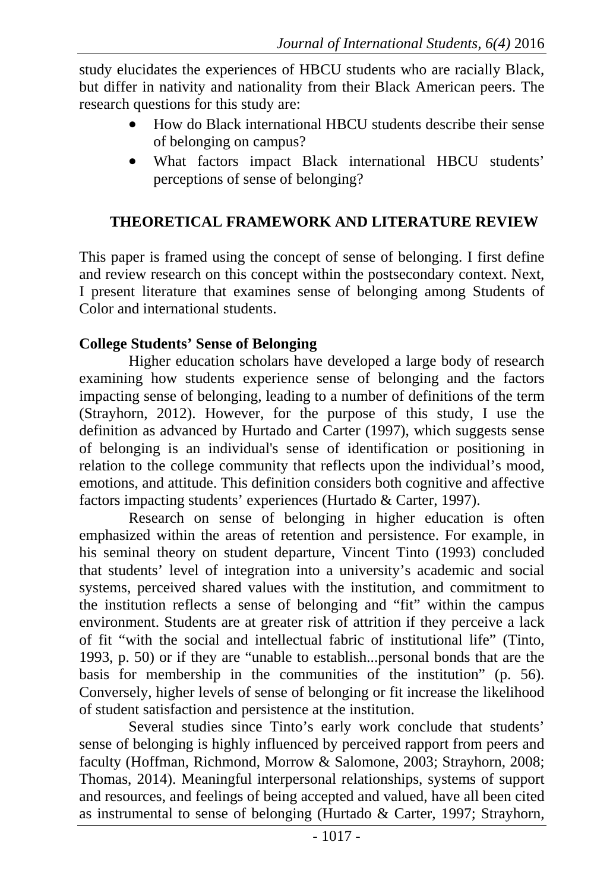study elucidates the experiences of HBCU students who are racially Black, but differ in nativity and nationality from their Black American peers. The research questions for this study are:

- How do Black international HBCU students describe their sense of belonging on campus?
- What factors impact Black international HBCU students' perceptions of sense of belonging?

## THEORETICAL FRAMEWORK AND LITERATURE REVIEW

This paper is framed using the concept of sense of belonging. I first define and review research on this concept within the postsecondary context. Next, I present literature that examines sense of belonging among Students of Color and international students.

### College Students' Sense of Belonging

Higher education scholars have developed a large body of research examining how students experience sense of belonging and the factors impacting sense of belonging, leading to a number of definitions of the term (Strayhorn, 2012). However, for the purpose of this study, I use the definition as advanced by Hurtado and Carter (1997), which suggests sense of belonging is an individual's sense of identification or positioning in relation to the college community that reflects upon the individual's mood, emotions, and attitude. This definition considers both cognitive and affective factors impacting students' experiences (Hurtado & Carter, 1997).

Research on sense of belonging in higher education is often emphasized within the areas of retention and persistence. For example, in his seminal theory on student departure, Vincent Tinto (1993) concluded that students' level of integration into a university's academic and social systems, perceived shared values with the institution, and commitment to the institution reflects a sense of belonging and "fit" within the campus environment. Students are at greater risk of attrition if they perceive a lack of fit "with the social and intellectual fabric of institutional life" (Tinto, 1993, p. 50) or if they are "unable to establish...personal bonds that are the basis for membership in the communities of the institution" (p. 56). Conversely, higher levels of sense of belonging or fit increase the likelihood of student satisfaction and persistence at the institution.

Several studies since Tinto's early work conclude that students' sense of belonging is highly influenced by perceived rapport from peers and faculty (Hoffman, Richmond, Morrow & Salomone, 2003; Strayhorn, 2008; Thomas, 2014). Meaningful interpersonal relationships, systems of support and resources, and feelings of being accepted and valued, have all been cited as instrumental to sense of belonging (Hurtado & Carter, 1997; Strayhorn,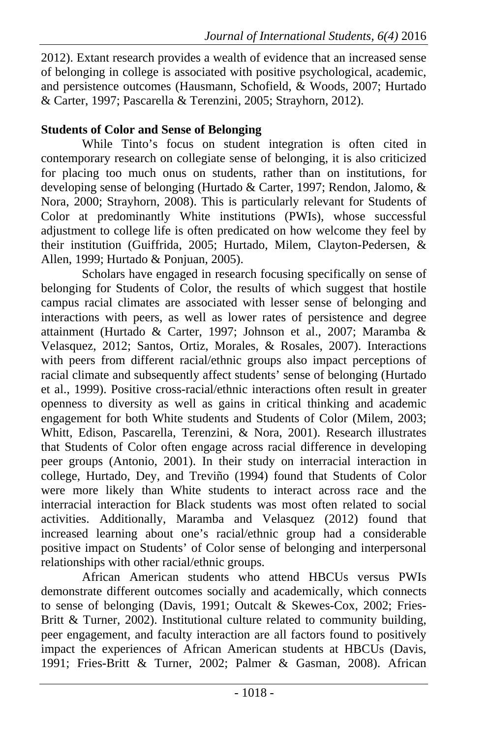2012). Extant research provides a wealth of evidence that an increased sense of belonging in college is associated with positive psychological, academic, and persistence outcomes (Hausmann, Schofield, & Woods, 2007; Hurtado & Carter, 1997; Pascarella & Terenzini, 2005; Strayhorn, 2012).

**Students of Color and Sense of Belonging**

While Tinto's focus on student integration is often cited in contemporary research on collegiate sense of belonging, it is also criticized for placing too much onus on students, rather than on institutions, for developing sense of belonging (Hurtado & Carter, 1997; Rendon, Jalomo, & Nora, 2000; Strayhorn, 2008). This is particularly relevant for Students of Color at predominantly White institutions (PWIs), whose successful adjustment to college life is often predicated on how welcome they feel by their institution (Guiffrida, 2005; Hurtado, Milem, Clayton-Pedersen, & Allen, 1999; Hurtado & Ponjuan, 2005).

Scholars have engaged in research focusing specifically on sense of belonging for Students of Color, the results of which suggest that hostile campus racial climates are associated with lesser sense of belonging and interactions with peers, as well as lower rates of persistence and degree attainment (Hurtado & Carter, 1997; Johnson et al., 2007; Maramba & Velasquez, 2012; Santos, Ortiz, Morales, & Rosales, 2007). Interactions with peers from different racial/ethnic groups also impact perceptions of racial climate and subsequently affect students' sense of belonging (Hurtado et al., 1999). Positive cross-racial/ethnic interactions often result in greater openness to diversity as well as gains in critical thinking and academic engagement for both White students and Students of Color (Milem, 2003; Whitt, Edison, Pascarella, Terenzini, & Nora, 2001). Research illustrates that Students of Color often engage across racial difference in developing peer groups (Antonio, 2001). In their study on interracial interaction in college, Hurtado, Dey, and Treviño (1994) found that Students of Color were more likely than White students to interact across race and the interracial interaction for Black students was most often related to social activities. Additionally, Maramba and Velasquez (2012) found that increased learning about one's racial/ethnic group had a considerable positive impact on Students' of Color sense of belonging and interpersonal relationships with other racial/ethnic groups.

African American students who attend HBCUs versus PWIs demonstrate different outcomes socially and academically, which connects to sense of belonging (Davis, 1991; Outcalt & Skewes-Cox, 2002; Fries-Britt & Turner, 2002). Institutional culture related to community building, peer engagement, and faculty interaction are all factors found to positively impact the experiences of African American students at HBCUs (Davis, 1991; Fries-Britt & Turner, 2002; Palmer & Gasman, 2008). African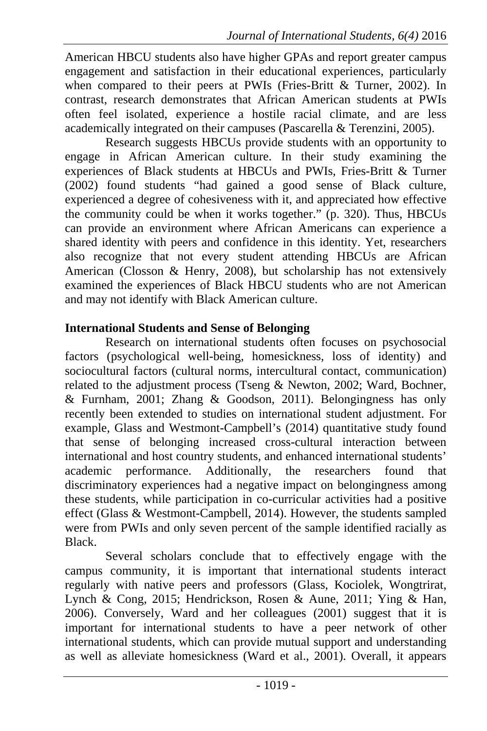American HBCU students also have higher GPAs and report greater campus engagement and satisfaction in their educational experiences, particularly when compared to their peers at PWIs (Fries-Britt & Turner, 2002). In contrast, research demonstrates that African American students at PWIs often feel isolated, experience a hostile racial climate, and are less academically integrated on their campuses (Pascarella & Terenzini, 2005).

Research suggests HBCUs provide students with an opportunity to engage in African American culture. In their study examining the experiences of Black students at HBCUs and PWIs, Fries-Britt & Turner (2002) found students "had gained a good sense of Black culture, experienced a degree of cohesiveness with it, and appreciated how effective the community could be when it works together." (p. 320). Thus, HBCUs can provide an environment where African Americans can experience a shared identity with peers and confidence in this identity. Yet, researchers also recognize that not every student attending HBCUs are African American (Closson & Henry, 2008), but scholarship has not extensively examined the experiences of Black HBCU students who are not American and may not identify with Black American culture.

**International Students and Sense of Belonging**

Research on international students often focuses on psychosocial factors (psychological well-being, homesickness, loss of identity) and sociocultural factors (cultural norms, intercultural contact, communication) related to the adjustment process (Tseng & Newton, 2002; Ward, Bochner, & Furnham, 2001; Zhang & Goodson, 2011). Belongingness has only recently been extended to studies on international student adjustment. For example, Glass and Westmont-Campbell's (2014) quantitative study found that sense of belonging increased cross-cultural interaction between international and host country students, and enhanced international students' academic performance. Additionally, the researchers found that discriminatory experiences had a negative impact on belongingness among these students, while participation in co-curricular activities had a positive effect (Glass & Westmont-Campbell, 2014). However, the students sampled were from PWIs and only seven percent of the sample identified racially as Black.

Several scholars conclude that to effectively engage with the campus community, it is important that international students interact regularly with native peers and professors (Glass, Kociolek, Wongtrirat, Lynch & Cong, 2015; Hendrickson, Rosen & Aune, 2011; Ying & Han, 2006). Conversely, Ward and her colleagues (2001) suggest that it is important for international students to have a peer network of other international students, which can provide mutual support and understanding as well as alleviate homesickness (Ward et al., 2001). Overall, it appears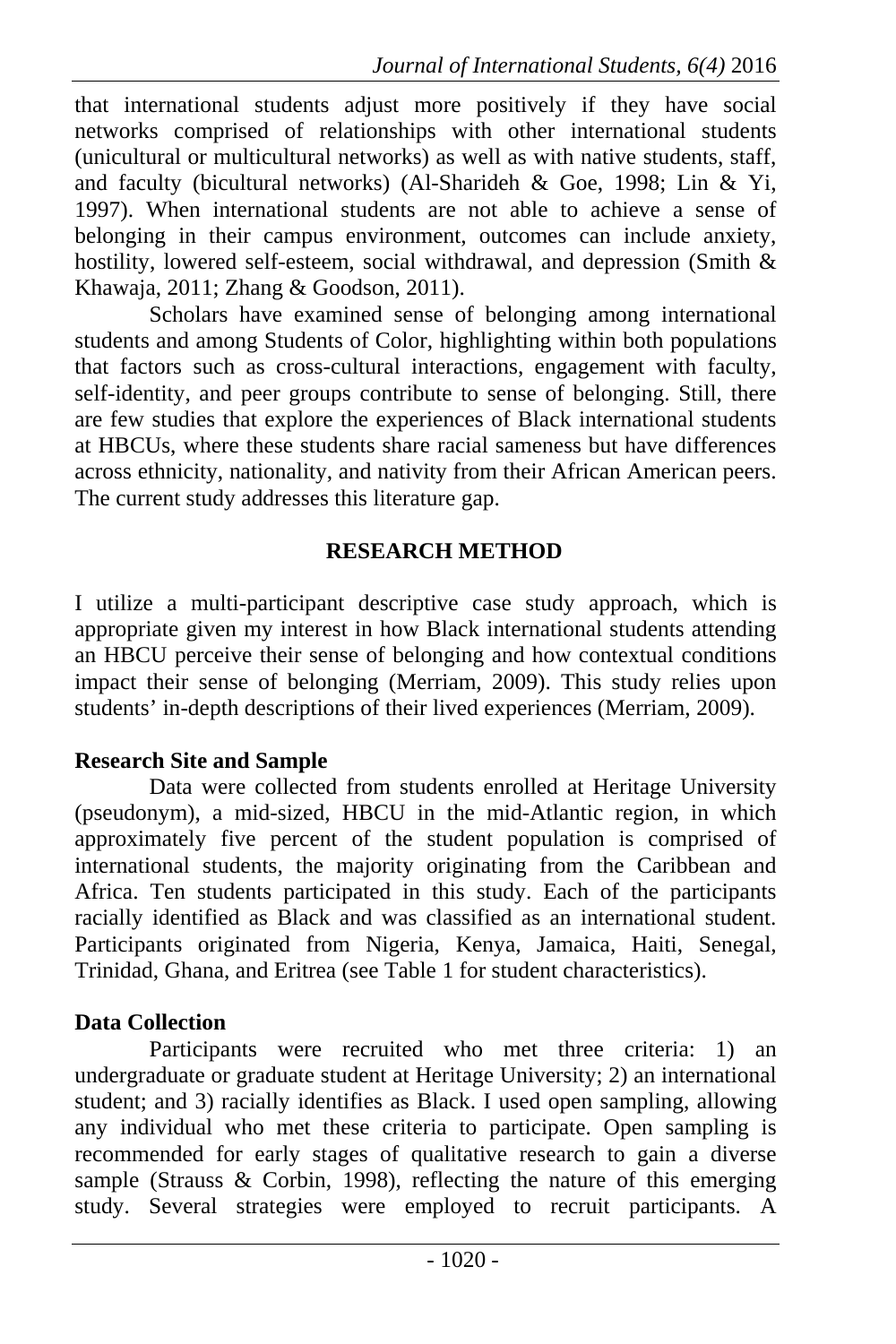that international students adjust more positively if they have social networks comprised of relationships with other international students (unicultural or multicultural networks) as well as with native students, staff, and faculty (bicultural networks) (Al-Sharideh & Goe, 1998; Lin & Yi, 1997). When international students are not able to achieve a sense of belonging in their campus environment, outcomes can include anxiety, hostility, lowered self-esteem, social withdrawal, and depression (Smith & Khawaja, 2011; Zhang & Goodson, 2011).

Scholars have examined sense of belonging among international students and among Students of Color, highlighting within both populations that factors such as cross-cultural interactions, engagement with faculty, self-identity, and peer groups contribute to sense of belonging. Still, there are few studies that explore the experiences of Black international students at HBCUs, where these students share racial sameness but have differences across ethnicity, nationality, and nativity from their African American peers. The current study addresses this literature gap.

## RESEARCH METHOD

I utilize a multi-participant descriptive case study approach, which is appropriate given my interest in how Black international students attending an HBCU perceive their sense of belonging and how contextual conditions impact their sense of belonging (Merriam, 2009). This study relies upon students' in-depth descriptions of their lived experiences (Merriam, 2009).

### Research Site and Sample

Data were collected from students enrolled at Heritage University (pseudonym), a mid-sized, HBCU in the mid-Atlantic region, in which approximately five percent of the student population is comprised of international students, the majority originating from the Caribbean and Africa. Ten students participated in this study. Each of the participants racially identified as Black and was classified as an international student. Participants originated from Nigeria, Kenya, Jamaica, Haiti, Senegal, Trinidad, Ghana, and Eritrea (see Table 1 for student characteristics).

### Data Collection

Participants were recruited who met three criteria: 1) an undergraduate or graduate student at Heritage University; 2) an international student; and 3) racially identifies as Black. I used open sampling, allowing any individual who met these criteria to participate. Open sampling is recommended for early stages of qualitative research to gain a diverse sample (Strauss & Corbin, 1998), reflecting the nature of this emerging study. Several strategies were employed to recruit participants. A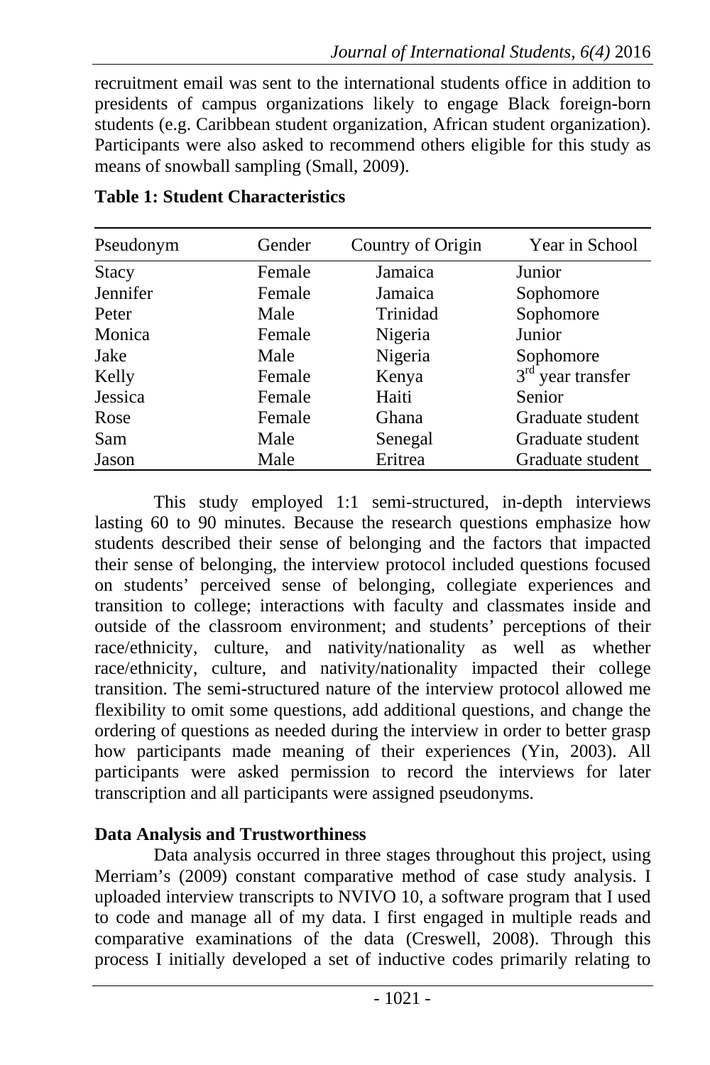recruitment email was sent to the international students office in addition to presidents of campus organizations likely to engage Black foreign-born students (e.g. Caribbean student organization, African student organization). Participants were also asked to recommend others eligible for this study as means of snowball sampling (Small, 2009).

**Table 1: Student Characteristics**

| Pseudonym | Gender | Country of Origin | Year in School |
|---|---|---|---|
| Stacy | Female | Jamaica | Junior |
| Jennifer | Female | Jamaica | Sophomore |
| Peter | Male | Trinidad | Sophomore |
| Monica | Female | Nigeria | Junior |
| Jake | Male | Nigeria | Sophomore |
| Kelly | Female | Kenya | 3rd year transfer |
| Jessica | Female | Haiti | Senior |
| Rose | Female | Ghana | Graduate student |
| Sam | Male | Senegal | Graduate student |
| Jason | Male | Eritrea | Graduate student |

This study employed 1:1 semi-structured, in-depth interviews lasting 60 to 90 minutes. Because the research questions emphasize how students described their sense of belonging and the factors that impacted their sense of belonging, the interview protocol included questions focused on students' perceived sense of belonging, collegiate experiences and transition to college; interactions with faculty and classmates inside and outside of the classroom environment; and students' perceptions of their race/ethnicity, culture, and nativity/nationality as well as whether race/ethnicity, culture, and nativity/nationality impacted their college transition. The semi-structured nature of the interview protocol allowed me flexibility to omit some questions, add additional questions, and change the ordering of questions as needed during the interview in order to better grasp how participants made meaning of their experiences (Yin, 2003). All participants were asked permission to record the interviews for later transcription and all participants were assigned pseudonyms.

**Data Analysis and Trustworthiness**

Data analysis occurred in three stages throughout this project, using Merriam's (2009) constant comparative method of case study analysis. I uploaded interview transcripts to NVIVO 10, a software program that I used to code and manage all of my data. I first engaged in multiple reads and comparative examinations of the data (Creswell, 2008). Through this process I initially developed a set of inductive codes primarily relating to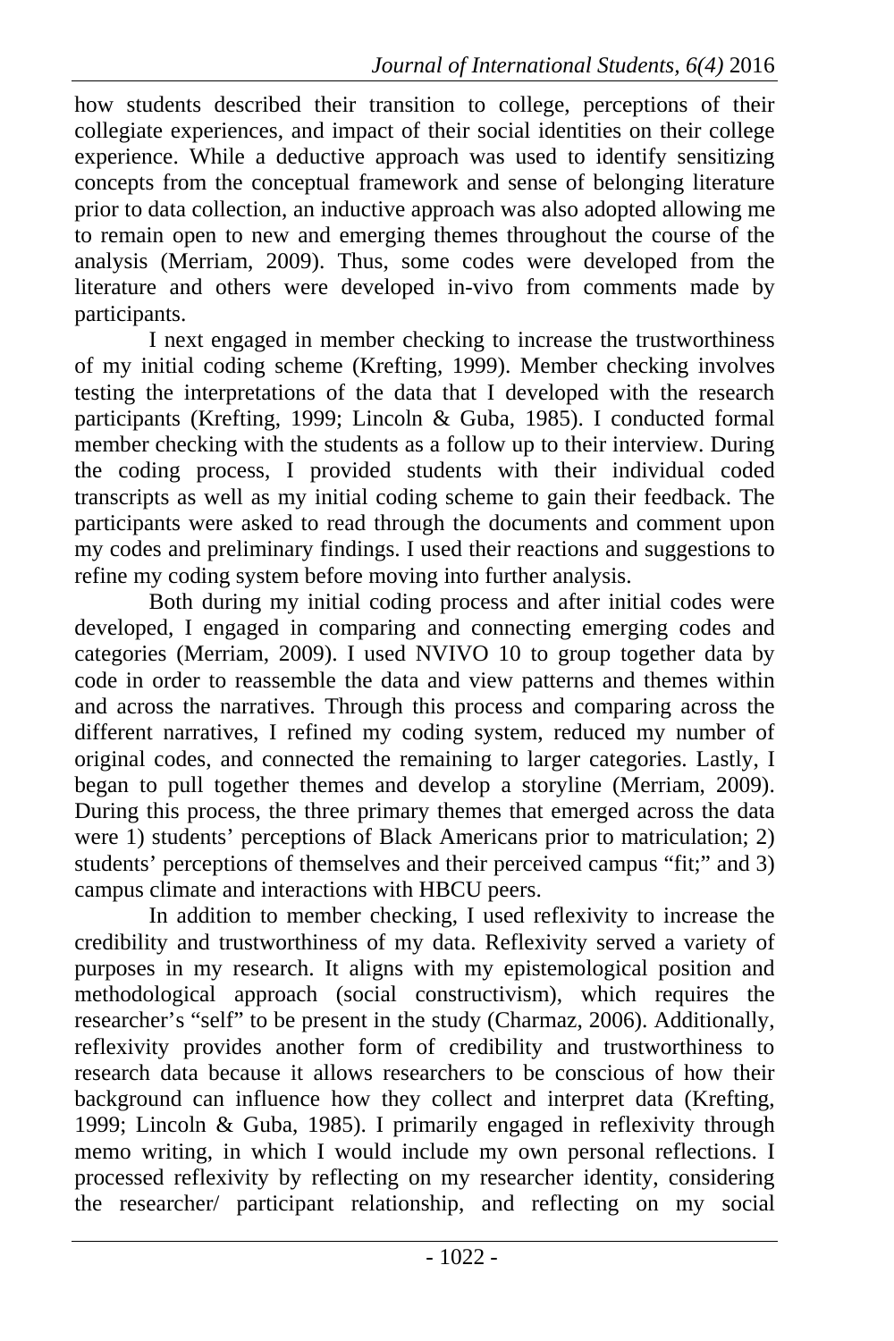how students described their transition to college, perceptions of their collegiate experiences, and impact of their social identities on their college experience. While a deductive approach was used to identify sensitizing concepts from the conceptual framework and sense of belonging literature prior to data collection, an inductive approach was also adopted allowing me to remain open to new and emerging themes throughout the course of the analysis (Merriam, 2009). Thus, some codes were developed from the literature and others were developed in-vivo from comments made by participants.

I next engaged in member checking to increase the trustworthiness of my initial coding scheme (Krefting, 1999). Member checking involves testing the interpretations of the data that I developed with the research participants (Krefting, 1999; Lincoln & Guba, 1985). I conducted formal member checking with the students as a follow up to their interview. During the coding process, I provided students with their individual coded transcripts as well as my initial coding scheme to gain their feedback. The participants were asked to read through the documents and comment upon my codes and preliminary findings. I used their reactions and suggestions to refine my coding system before moving into further analysis.

Both during my initial coding process and after initial codes were developed, I engaged in comparing and connecting emerging codes and categories (Merriam, 2009). I used NVIVO 10 to group together data by code in order to reassemble the data and view patterns and themes within and across the narratives. Through this process and comparing across the different narratives, I refined my coding system, reduced my number of original codes, and connected the remaining to larger categories. Lastly, I began to pull together themes and develop a storyline (Merriam, 2009). During this process, the three primary themes that emerged across the data were 1) students' perceptions of Black Americans prior to matriculation; 2) students' perceptions of themselves and their perceived campus "fit;" and 3) campus climate and interactions with HBCU peers.

In addition to member checking, I used reflexivity to increase the credibility and trustworthiness of my data. Reflexivity served a variety of purposes in my research. It aligns with my epistemological position and methodological approach (social constructivism), which requires the researcher's "self" to be present in the study (Charmaz, 2006). Additionally, reflexivity provides another form of credibility and trustworthiness to research data because it allows researchers to be conscious of how their background can influence how they collect and interpret data (Krefting, 1999; Lincoln & Guba, 1985). I primarily engaged in reflexivity through memo writing, in which I would include my own personal reflections. I processed reflexivity by reflecting on my researcher identity, considering the researcher/ participant relationship, and reflecting on my social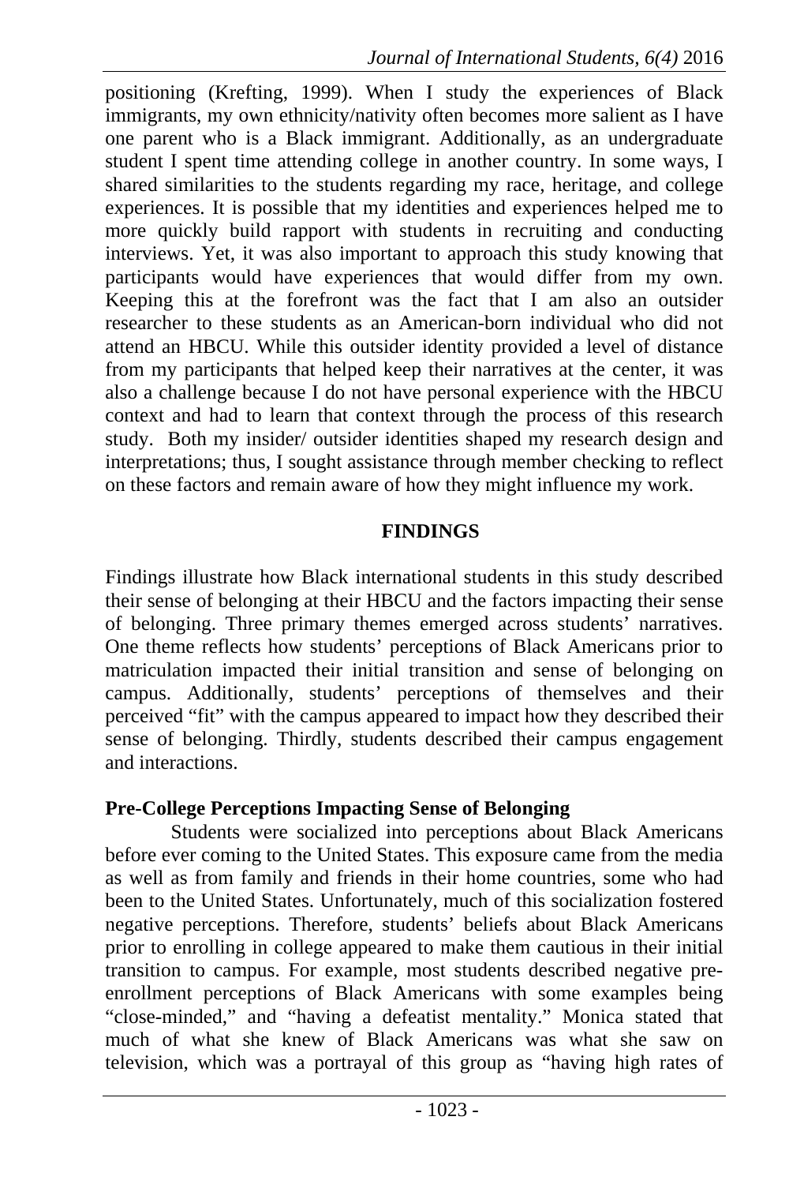positioning (Krefting, 1999). When I study the experiences of Black immigrants, my own ethnicity/nativity often becomes more salient as I have one parent who is a Black immigrant. Additionally, as an undergraduate student I spent time attending college in another country. In some ways, I shared similarities to the students regarding my race, heritage, and college experiences. It is possible that my identities and experiences helped me to more quickly build rapport with students in recruiting and conducting interviews. Yet, it was also important to approach this study knowing that participants would have experiences that would differ from my own. Keeping this at the forefront was the fact that I am also an outsider researcher to these students as an American-born individual who did not attend an HBCU. While this outsider identity provided a level of distance from my participants that helped keep their narratives at the center, it was also a challenge because I do not have personal experience with the HBCU context and had to learn that context through the process of this research study. Both my insider/ outsider identities shaped my research design and interpretations; thus, I sought assistance through member checking to reflect on these factors and remain aware of how they might influence my work.

## FINDINGS

Findings illustrate how Black international students in this study described their sense of belonging at their HBCU and the factors impacting their sense of belonging. Three primary themes emerged across students' narratives. One theme reflects how students' perceptions of Black Americans prior to matriculation impacted their initial transition and sense of belonging on campus. Additionally, students' perceptions of themselves and their perceived "fit" with the campus appeared to impact how they described their sense of belonging. Thirdly, students described their campus engagement and interactions.

### Pre-College Perceptions Impacting Sense of Belonging

Students were socialized into perceptions about Black Americans before ever coming to the United States. This exposure came from the media as well as from family and friends in their home countries, some who had been to the United States. Unfortunately, much of this socialization fostered negative perceptions. Therefore, students' beliefs about Black Americans prior to enrolling in college appeared to make them cautious in their initial transition to campus. For example, most students described negative pre-enrollment perceptions of Black Americans with some examples being "close-minded," and "having a defeatist mentality." Monica stated that much of what she knew of Black Americans was what she saw on television, which was a portrayal of this group as "having high rates of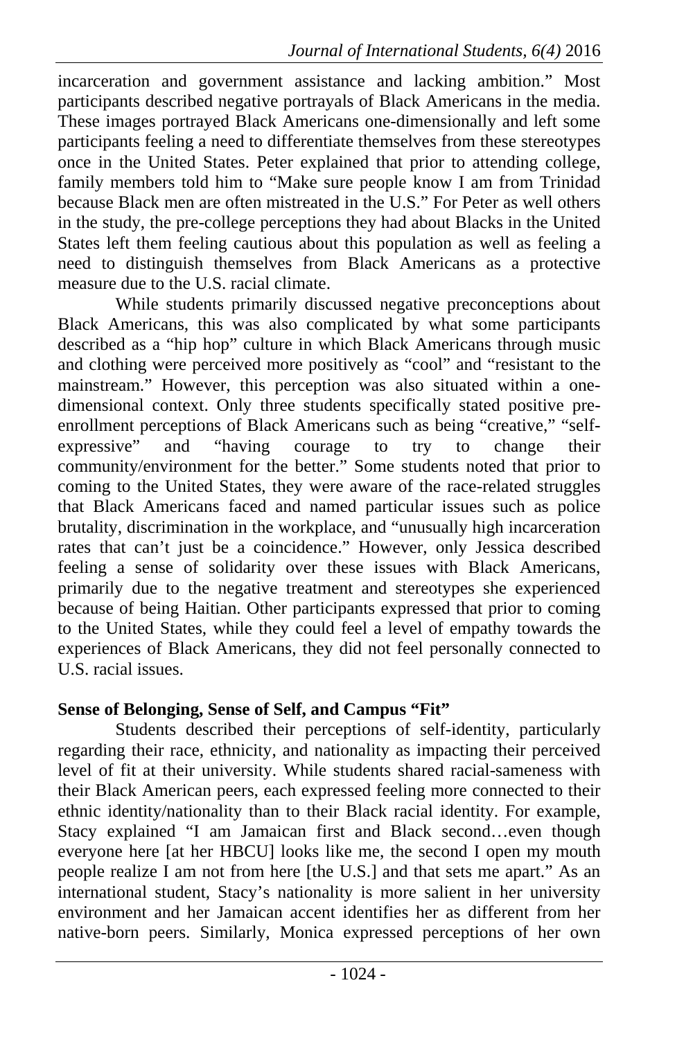incarceration and government assistance and lacking ambition." Most participants described negative portrayals of Black Americans in the media. These images portrayed Black Americans one-dimensionally and left some participants feeling a need to differentiate themselves from these stereotypes once in the United States. Peter explained that prior to attending college, family members told him to "Make sure people know I am from Trinidad because Black men are often mistreated in the U.S." For Peter as well others in the study, the pre-college perceptions they had about Blacks in the United States left them feeling cautious about this population as well as feeling a need to distinguish themselves from Black Americans as a protective measure due to the U.S. racial climate.

While students primarily discussed negative preconceptions about Black Americans, this was also complicated by what some participants described as a "hip hop" culture in which Black Americans through music and clothing were perceived more positively as "cool" and "resistant to the mainstream." However, this perception was also situated within a one-dimensional context. Only three students specifically stated positive pre-enrollment perceptions of Black Americans such as being "creative," "self-expressive" and "having courage to try to change their community/environment for the better." Some students noted that prior to coming to the United States, they were aware of the race-related struggles that Black Americans faced and named particular issues such as police brutality, discrimination in the workplace, and "unusually high incarceration rates that can't just be a coincidence." However, only Jessica described feeling a sense of solidarity over these issues with Black Americans, primarily due to the negative treatment and stereotypes she experienced because of being Haitian. Other participants expressed that prior to coming to the United States, while they could feel a level of empathy towards the experiences of Black Americans, they did not feel personally connected to U.S. racial issues.

**Sense of Belonging, Sense of Self, and Campus "Fit"**

Students described their perceptions of self-identity, particularly regarding their race, ethnicity, and nationality as impacting their perceived level of fit at their university. While students shared racial-sameness with their Black American peers, each expressed feeling more connected to their ethnic identity/nationality than to their Black racial identity. For example, Stacy explained "I am Jamaican first and Black second…even though everyone here [at her HBCU] looks like me, the second I open my mouth people realize I am not from here [the U.S.] and that sets me apart." As an international student, Stacy's nationality is more salient in her university environment and her Jamaican accent identifies her as different from her native-born peers. Similarly, Monica expressed perceptions of her own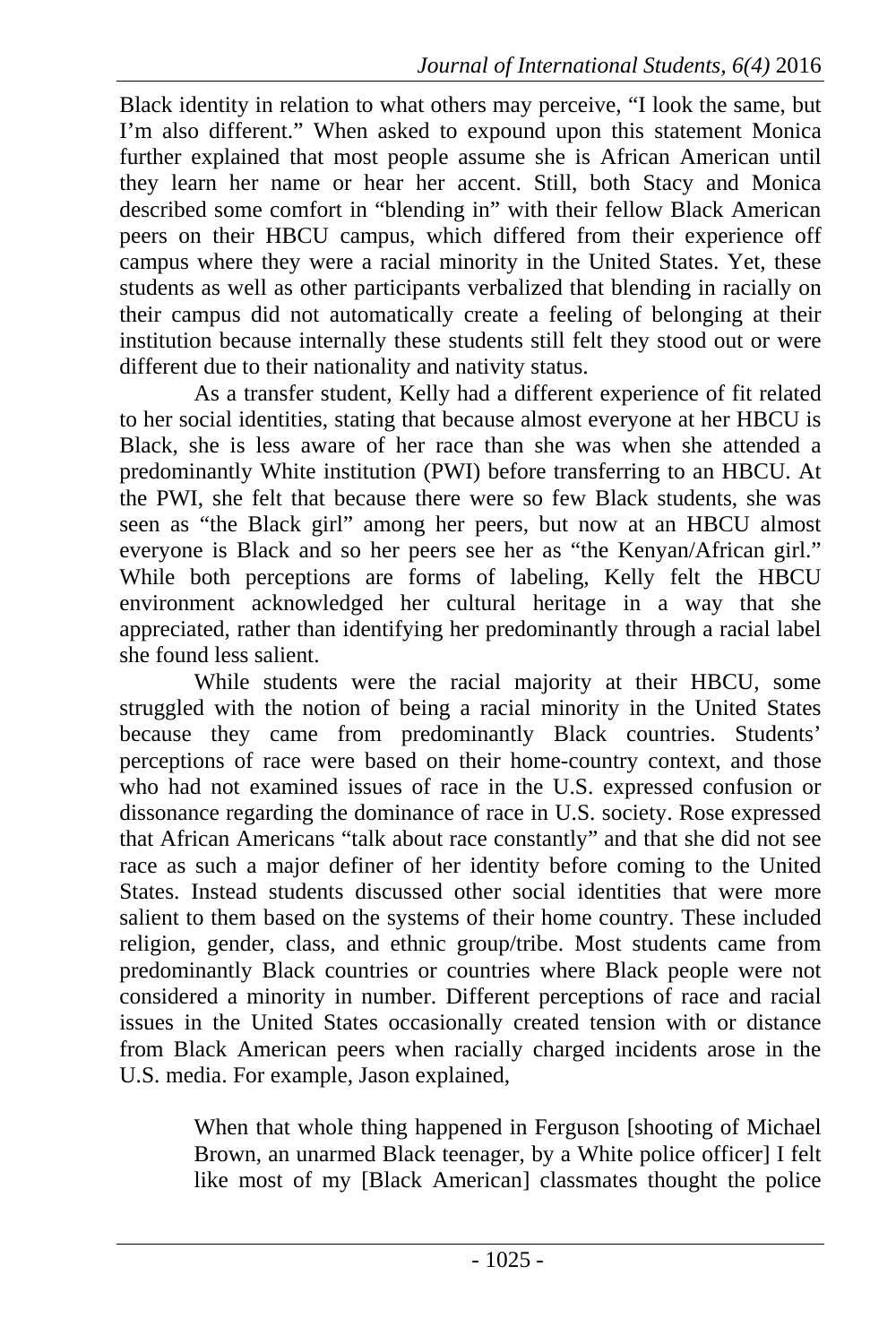Black identity in relation to what others may perceive, "I look the same, but I'm also different." When asked to expound upon this statement Monica further explained that most people assume she is African American until they learn her name or hear her accent. Still, both Stacy and Monica described some comfort in "blending in" with their fellow Black American peers on their HBCU campus, which differed from their experience off campus where they were a racial minority in the United States. Yet, these students as well as other participants verbalized that blending in racially on their campus did not automatically create a feeling of belonging at their institution because internally these students still felt they stood out or were different due to their nationality and nativity status.

As a transfer student, Kelly had a different experience of fit related to her social identities, stating that because almost everyone at her HBCU is Black, she is less aware of her race than she was when she attended a predominantly White institution (PWI) before transferring to an HBCU. At the PWI, she felt that because there were so few Black students, she was seen as "the Black girl" among her peers, but now at an HBCU almost everyone is Black and so her peers see her as "the Kenyan/African girl." While both perceptions are forms of labeling, Kelly felt the HBCU environment acknowledged her cultural heritage in a way that she appreciated, rather than identifying her predominantly through a racial label she found less salient.

While students were the racial majority at their HBCU, some struggled with the notion of being a racial minority in the United States because they came from predominantly Black countries. Students' perceptions of race were based on their home-country context, and those who had not examined issues of race in the U.S. expressed confusion or dissonance regarding the dominance of race in U.S. society. Rose expressed that African Americans "talk about race constantly" and that she did not see race as such a major definer of her identity before coming to the United States. Instead students discussed other social identities that were more salient to them based on the systems of their home country. These included religion, gender, class, and ethnic group/tribe. Most students came from predominantly Black countries or countries where Black people were not considered a minority in number. Different perceptions of race and racial issues in the United States occasionally created tension with or distance from Black American peers when racially charged incidents arose in the U.S. media. For example, Jason explained,

> When that whole thing happened in Ferguson [shooting of Michael Brown, an unarmed Black teenager, by a White police officer] I felt like most of my [Black American] classmates thought the police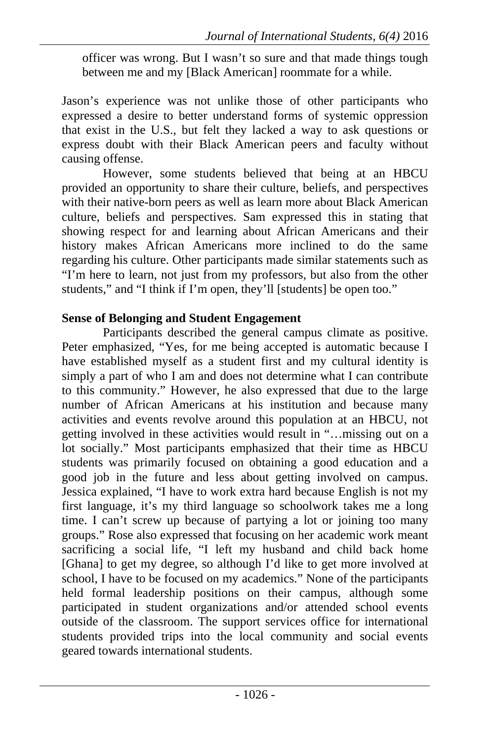officer was wrong. But I wasn't so sure and that made things tough between me and my [Black American] roommate for a while.

Jason's experience was not unlike those of other participants who expressed a desire to better understand forms of systemic oppression that exist in the U.S., but felt they lacked a way to ask questions or express doubt with their Black American peers and faculty without causing offense.

However, some students believed that being at an HBCU provided an opportunity to share their culture, beliefs, and perspectives with their native-born peers as well as learn more about Black American culture, beliefs and perspectives. Sam expressed this in stating that showing respect for and learning about African Americans and their history makes African Americans more inclined to do the same regarding his culture. Other participants made similar statements such as "I'm here to learn, not just from my professors, but also from the other students," and "I think if I'm open, they'll [students] be open too."

**Sense of Belonging and Student Engagement**

Participants described the general campus climate as positive. Peter emphasized, "Yes, for me being accepted is automatic because I have established myself as a student first and my cultural identity is simply a part of who I am and does not determine what I can contribute to this community." However, he also expressed that due to the large number of African Americans at his institution and because many activities and events revolve around this population at an HBCU, not getting involved in these activities would result in "…missing out on a lot socially." Most participants emphasized that their time as HBCU students was primarily focused on obtaining a good education and a good job in the future and less about getting involved on campus. Jessica explained, "I have to work extra hard because English is not my first language, it's my third language so schoolwork takes me a long time. I can't screw up because of partying a lot or joining too many groups." Rose also expressed that focusing on her academic work meant sacrificing a social life, "I left my husband and child back home [Ghana] to get my degree, so although I'd like to get more involved at school, I have to be focused on my academics." None of the participants held formal leadership positions on their campus, although some participated in student organizations and/or attended school events outside of the classroom. The support services office for international students provided trips into the local community and social events geared towards international students.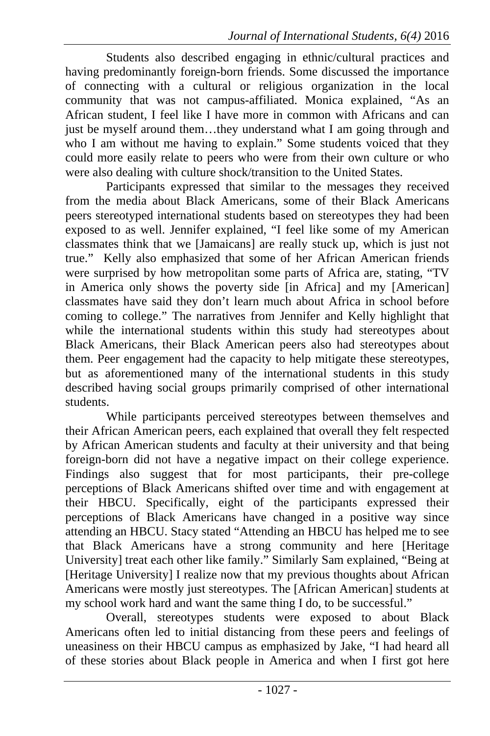Students also described engaging in ethnic/cultural practices and having predominantly foreign-born friends. Some discussed the importance of connecting with a cultural or religious organization in the local community that was not campus-affiliated. Monica explained, "As an African student, I feel like I have more in common with Africans and can just be myself around them…they understand what I am going through and who I am without me having to explain." Some students voiced that they could more easily relate to peers who were from their own culture or who were also dealing with culture shock/transition to the United States.

Participants expressed that similar to the messages they received from the media about Black Americans, some of their Black Americans peers stereotyped international students based on stereotypes they had been exposed to as well. Jennifer explained, "I feel like some of my American classmates think that we [Jamaicans] are really stuck up, which is just not true." Kelly also emphasized that some of her African American friends were surprised by how metropolitan some parts of Africa are, stating, "TV in America only shows the poverty side [in Africa] and my [American] classmates have said they don't learn much about Africa in school before coming to college." The narratives from Jennifer and Kelly highlight that while the international students within this study had stereotypes about Black Americans, their Black American peers also had stereotypes about them. Peer engagement had the capacity to help mitigate these stereotypes, but as aforementioned many of the international students in this study described having social groups primarily comprised of other international students.

While participants perceived stereotypes between themselves and their African American peers, each explained that overall they felt respected by African American students and faculty at their university and that being foreign-born did not have a negative impact on their college experience. Findings also suggest that for most participants, their pre-college perceptions of Black Americans shifted over time and with engagement at their HBCU. Specifically, eight of the participants expressed their perceptions of Black Americans have changed in a positive way since attending an HBCU. Stacy stated "Attending an HBCU has helped me to see that Black Americans have a strong community and here [Heritage University] treat each other like family." Similarly Sam explained, "Being at [Heritage University] I realize now that my previous thoughts about African Americans were mostly just stereotypes. The [African American] students at my school work hard and want the same thing I do, to be successful."

Overall, stereotypes students were exposed to about Black Americans often led to initial distancing from these peers and feelings of uneasiness on their HBCU campus as emphasized by Jake, "I had heard all of these stories about Black people in America and when I first got here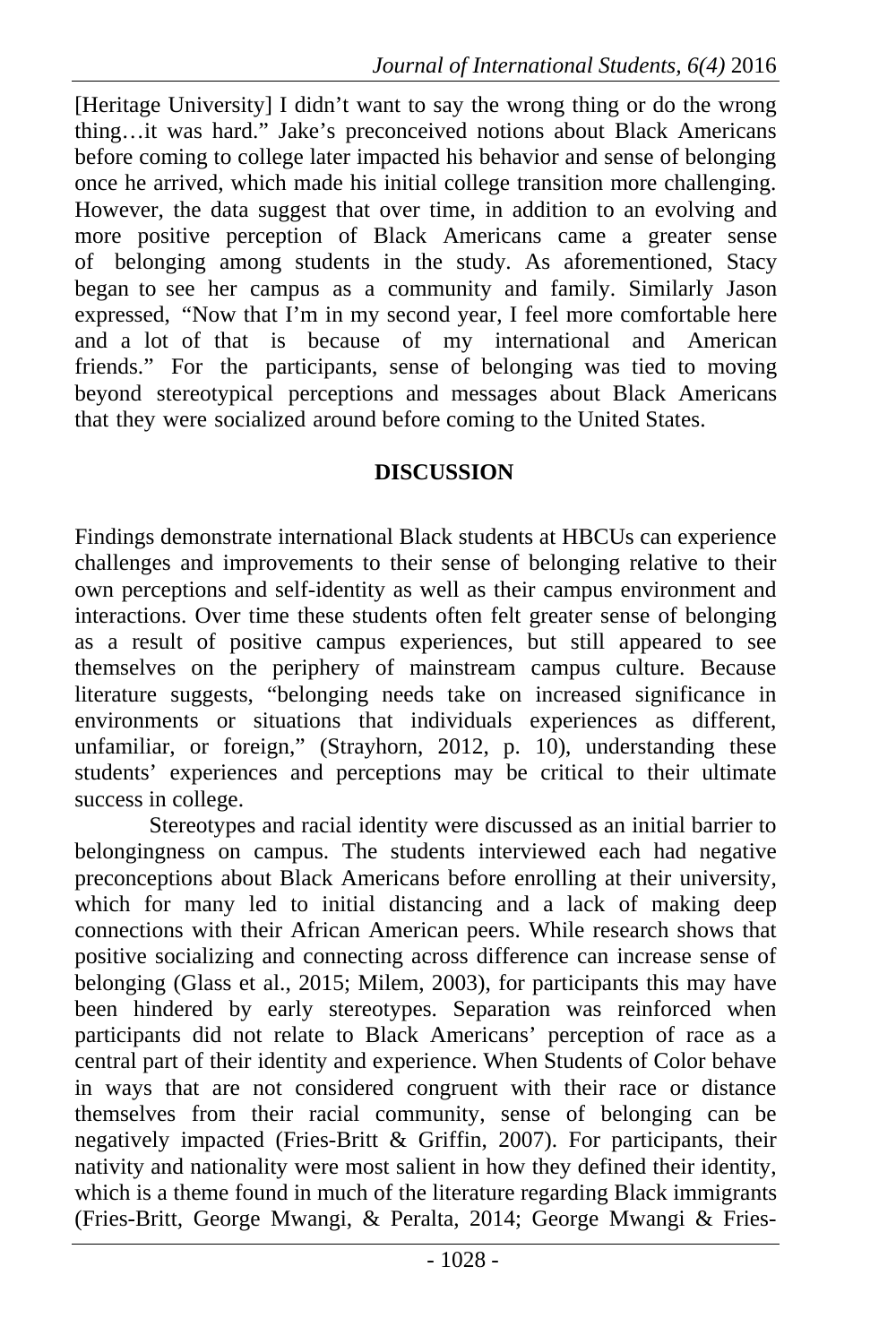[Heritage University] I didn't want to say the wrong thing or do the wrong thing…it was hard." Jake's preconceived notions about Black Americans before coming to college later impacted his behavior and sense of belonging once he arrived, which made his initial college transition more challenging. However, the data suggest that over time, in addition to an evolving and more positive perception of Black Americans came a greater sense of belonging among students in the study. As aforementioned, Stacy began to see her campus as a community and family. Similarly Jason expressed, "Now that I'm in my second year, I feel more comfortable here and a lot of that is because of my international and American friends." For the participants, sense of belonging was tied to moving beyond stereotypical perceptions and messages about Black Americans that they were socialized around before coming to the United States.

## DISCUSSION

Findings demonstrate international Black students at HBCUs can experience challenges and improvements to their sense of belonging relative to their own perceptions and self-identity as well as their campus environment and interactions. Over time these students often felt greater sense of belonging as a result of positive campus experiences, but still appeared to see themselves on the periphery of mainstream campus culture. Because literature suggests, "belonging needs take on increased significance in environments or situations that individuals experiences as different, unfamiliar, or foreign," (Strayhorn, 2012, p. 10), understanding these students' experiences and perceptions may be critical to their ultimate success in college.

Stereotypes and racial identity were discussed as an initial barrier to belongingness on campus. The students interviewed each had negative preconceptions about Black Americans before enrolling at their university, which for many led to initial distancing and a lack of making deep connections with their African American peers. While research shows that positive socializing and connecting across difference can increase sense of belonging (Glass et al., 2015; Milem, 2003), for participants this may have been hindered by early stereotypes. Separation was reinforced when participants did not relate to Black Americans' perception of race as a central part of their identity and experience. When Students of Color behave in ways that are not considered congruent with their race or distance themselves from their racial community, sense of belonging can be negatively impacted (Fries-Britt & Griffin, 2007). For participants, their nativity and nationality were most salient in how they defined their identity, which is a theme found in much of the literature regarding Black immigrants (Fries-Britt, George Mwangi, & Peralta, 2014; George Mwangi & Fries-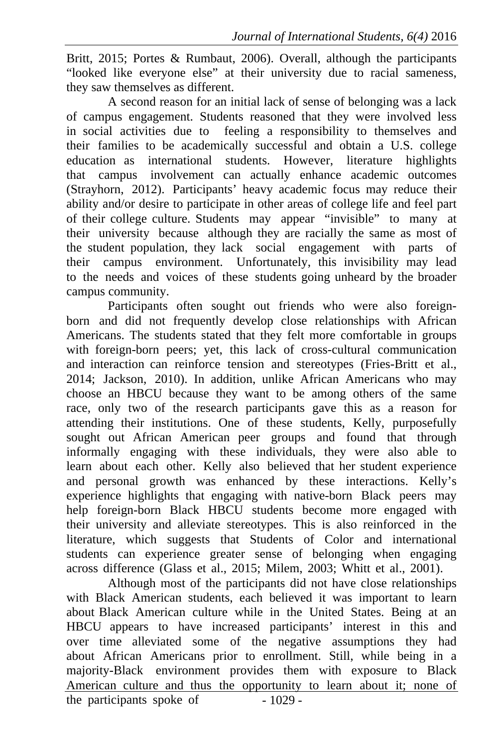Britt, 2015; Portes & Rumbaut, 2006). Overall, although the participants "looked like everyone else" at their university due to racial sameness, they saw themselves as different.

A second reason for an initial lack of sense of belonging was a lack of campus engagement. Students reasoned that they were involved less in social activities due to feeling a responsibility to themselves and their families to be academically successful and obtain a U.S. college education as international students. However, literature highlights that campus involvement can actually enhance academic outcomes (Strayhorn, 2012). Participants' heavy academic focus may reduce their ability and/or desire to participate in other areas of college life and feel part of their college culture. Students may appear "invisible" to many at their university because although they are racially the same as most of the student population, they lack social engagement with parts of their campus environment. Unfortunately, this invisibility may lead to the needs and voices of these students going unheard by the broader campus community.

Participants often sought out friends who were also foreign-born and did not frequently develop close relationships with African Americans. The students stated that they felt more comfortable in groups with foreign-born peers; yet, this lack of cross-cultural communication and interaction can reinforce tension and stereotypes (Fries-Britt et al., 2014; Jackson, 2010). In addition, unlike African Americans who may choose an HBCU because they want to be among others of the same race, only two of the research participants gave this as a reason for attending their institutions. One of these students, Kelly, purposefully sought out African American peer groups and found that through informally engaging with these individuals, they were also able to learn about each other. Kelly also believed that her student experience and personal growth was enhanced by these interactions. Kelly's experience highlights that engaging with native-born Black peers may help foreign-born Black HBCU students become more engaged with their university and alleviate stereotypes. This is also reinforced in the literature, which suggests that Students of Color and international students can experience greater sense of belonging when engaging across difference (Glass et al., 2015; Milem, 2003; Whitt et al., 2001).

Although most of the participants did not have close relationships with Black American students, each believed it was important to learn about Black American culture while in the United States. Being at an HBCU appears to have increased participants' interest in this and over time alleviated some of the negative assumptions they had about African Americans prior to enrollment. Still, while being in a majority-Black environment provides them with exposure to Black American culture and thus the opportunity to learn about it; none of the participants spoke of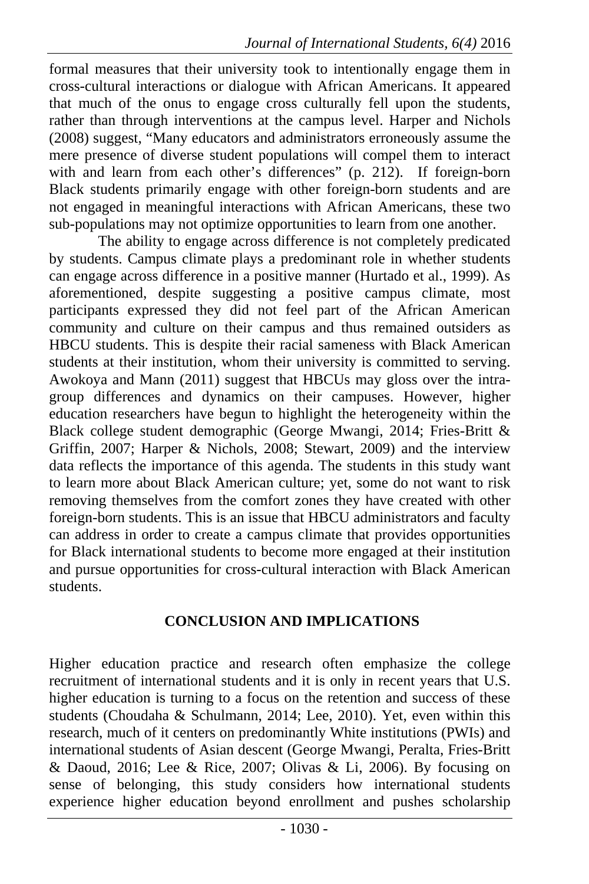formal measures that their university took to intentionally engage them in cross-cultural interactions or dialogue with African Americans. It appeared that much of the onus to engage cross culturally fell upon the students, rather than through interventions at the campus level. Harper and Nichols (2008) suggest, "Many educators and administrators erroneously assume the mere presence of diverse student populations will compel them to interact with and learn from each other's differences" (p. 212). If foreign-born Black students primarily engage with other foreign-born students and are not engaged in meaningful interactions with African Americans, these two sub-populations may not optimize opportunities to learn from one another.

The ability to engage across difference is not completely predicated by students. Campus climate plays a predominant role in whether students can engage across difference in a positive manner (Hurtado et al., 1999). As aforementioned, despite suggesting a positive campus climate, most participants expressed they did not feel part of the African American community and culture on their campus and thus remained outsiders as HBCU students. This is despite their racial sameness with Black American students at their institution, whom their university is committed to serving. Awokoya and Mann (2011) suggest that HBCUs may gloss over the intra-group differences and dynamics on their campuses. However, higher education researchers have begun to highlight the heterogeneity within the Black college student demographic (George Mwangi, 2014; Fries-Britt & Griffin, 2007; Harper & Nichols, 2008; Stewart, 2009) and the interview data reflects the importance of this agenda. The students in this study want to learn more about Black American culture; yet, some do not want to risk removing themselves from the comfort zones they have created with other foreign-born students. This is an issue that HBCU administrators and faculty can address in order to create a campus climate that provides opportunities for Black international students to become more engaged at their institution and pursue opportunities for cross-cultural interaction with Black American students.

## CONCLUSION AND IMPLICATIONS

Higher education practice and research often emphasize the college recruitment of international students and it is only in recent years that U.S. higher education is turning to a focus on the retention and success of these students (Choudaha & Schulmann, 2014; Lee, 2010). Yet, even within this research, much of it centers on predominantly White institutions (PWIs) and international students of Asian descent (George Mwangi, Peralta, Fries-Britt & Daoud, 2016; Lee & Rice, 2007; Olivas & Li, 2006). By focusing on sense of belonging, this study considers how international students experience higher education beyond enrollment and pushes scholarship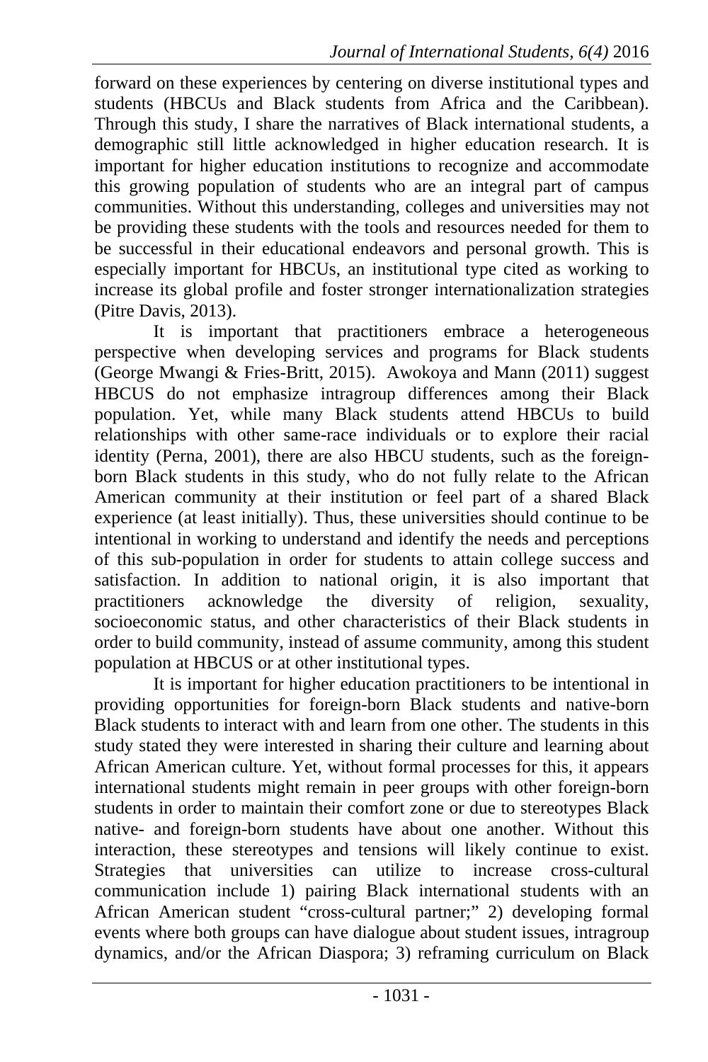forward on these experiences by centering on diverse institutional types and students (HBCUs and Black students from Africa and the Caribbean). Through this study, I share the narratives of Black international students, a demographic still little acknowledged in higher education research. It is important for higher education institutions to recognize and accommodate this growing population of students who are an integral part of campus communities. Without this understanding, colleges and universities may not be providing these students with the tools and resources needed for them to be successful in their educational endeavors and personal growth. This is especially important for HBCUs, an institutional type cited as working to increase its global profile and foster stronger internationalization strategies (Pitre Davis, 2013).

It is important that practitioners embrace a heterogeneous perspective when developing services and programs for Black students (George Mwangi & Fries-Britt, 2015). Awokoya and Mann (2011) suggest HBCUS do not emphasize intragroup differences among their Black population. Yet, while many Black students attend HBCUs to build relationships with other same-race individuals or to explore their racial identity (Perna, 2001), there are also HBCU students, such as the foreign-born Black students in this study, who do not fully relate to the African American community at their institution or feel part of a shared Black experience (at least initially). Thus, these universities should continue to be intentional in working to understand and identify the needs and perceptions of this sub-population in order for students to attain college success and satisfaction. In addition to national origin, it is also important that practitioners acknowledge the diversity of religion, sexuality, socioeconomic status, and other characteristics of their Black students in order to build community, instead of assume community, among this student population at HBCUS or at other institutional types.

It is important for higher education practitioners to be intentional in providing opportunities for foreign-born Black students and native-born Black students to interact with and learn from one other. The students in this study stated they were interested in sharing their culture and learning about African American culture. Yet, without formal processes for this, it appears international students might remain in peer groups with other foreign-born students in order to maintain their comfort zone or due to stereotypes Black native- and foreign-born students have about one another. Without this interaction, these stereotypes and tensions will likely continue to exist. Strategies that universities can utilize to increase cross-cultural communication include 1) pairing Black international students with an African American student "cross-cultural partner;" 2) developing formal events where both groups can have dialogue about student issues, intragroup dynamics, and/or the African Diaspora; 3) reframing curriculum on Black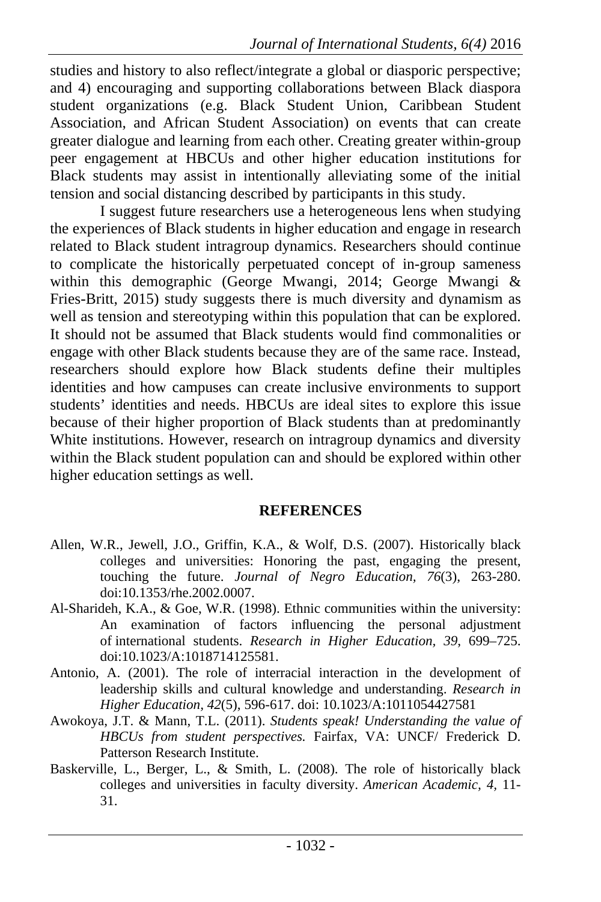studies and history to also reflect/integrate a global or diasporic perspective; and 4) encouraging and supporting collaborations between Black diaspora student organizations (e.g. Black Student Union, Caribbean Student Association, and African Student Association) on events that can create greater dialogue and learning from each other. Creating greater within-group peer engagement at HBCUs and other higher education institutions for Black students may assist in intentionally alleviating some of the initial tension and social distancing described by participants in this study.

I suggest future researchers use a heterogeneous lens when studying the experiences of Black students in higher education and engage in research related to Black student intragroup dynamics. Researchers should continue to complicate the historically perpetuated concept of in-group sameness within this demographic (George Mwangi, 2014; George Mwangi & Fries-Britt, 2015) study suggests there is much diversity and dynamism as well as tension and stereotyping within this population that can be explored. It should not be assumed that Black students would find commonalities or engage with other Black students because they are of the same race. Instead, researchers should explore how Black students define their multiples identities and how campuses can create inclusive environments to support students' identities and needs. HBCUs are ideal sites to explore this issue because of their higher proportion of Black students than at predominantly White institutions. However, research on intragroup dynamics and diversity within the Black student population can and should be explored within other higher education settings as well.

## REFERENCES

Allen, W.R., Jewell, J.O., Griffin, K.A., & Wolf, D.S. (2007). Historically black colleges and universities: Honoring the past, engaging the present, touching the future. *Journal of Negro Education, 76*(3), 263-280. doi:10.1353/rhe.2002.0007.

Al-Sharideh, K.A., & Goe, W.R. (1998). Ethnic communities within the university: An examination of factors influencing the personal adjustment of international students. *Research in Higher Education, 39*, 699–725. doi:10.1023/A:1018714125581.

Antonio, A. (2001). The role of interracial interaction in the development of leadership skills and cultural knowledge and understanding. *Research in Higher Education, 42*(5), 596-617. doi: 10.1023/A:1011054427581

Awokoya, J.T. & Mann, T.L. (2011). *Students speak! Understanding the value of HBCUs from student perspectives.* Fairfax, VA: UNCF/ Frederick D. Patterson Research Institute.

Baskerville, L., Berger, L., & Smith, L. (2008). The role of historically black colleges and universities in faculty diversity. *American Academic, 4*, 11-31.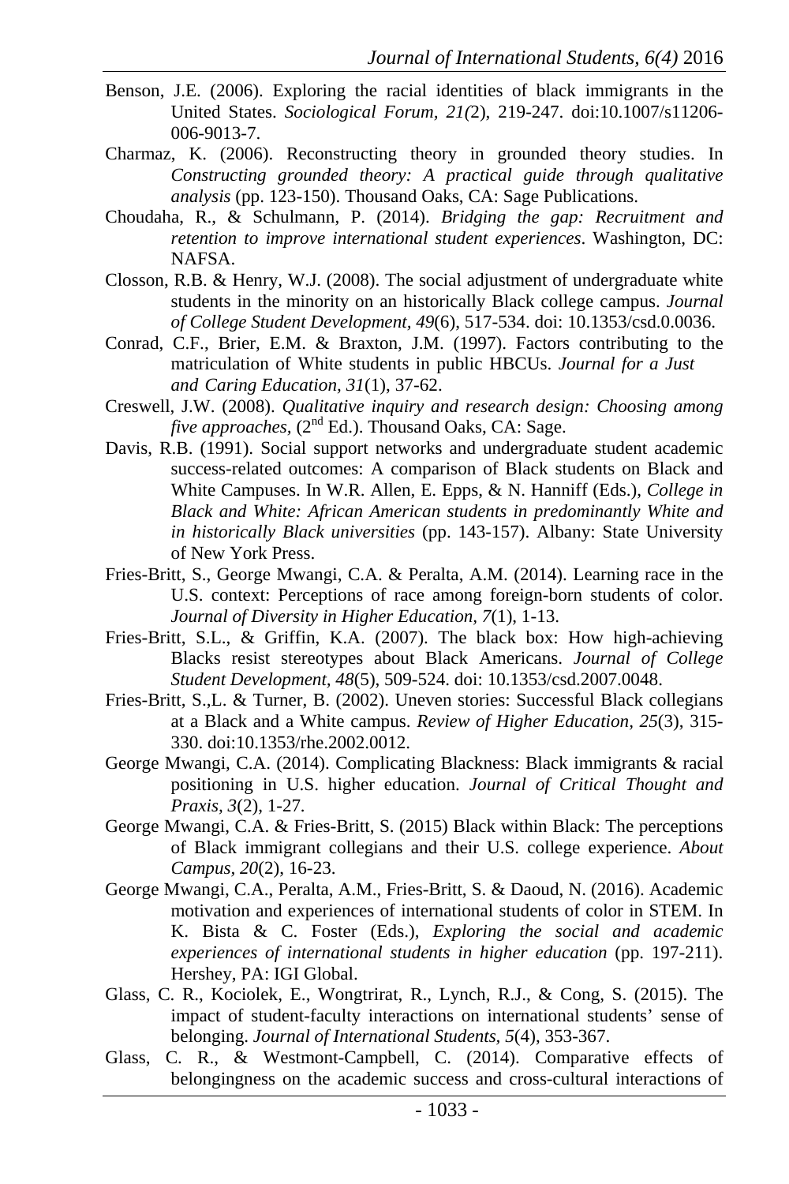Benson, J.E. (2006). Exploring the racial identities of black immigrants in the United States. *Sociological Forum, 21(*2), 219-247. doi:10.1007/s11206-006-9013-7.

Charmaz, K. (2006). Reconstructing theory in grounded theory studies. In *Constructing grounded theory: A practical guide through qualitative analysis* (pp. 123-150). Thousand Oaks, CA: Sage Publications.

Choudaha, R., & Schulmann, P. (2014). *Bridging the gap: Recruitment and retention to improve international student experiences*. Washington, DC: NAFSA.

Closson, R.B. & Henry, W.J. (2008). The social adjustment of undergraduate white students in the minority on an historically Black college campus. *Journal of College Student Development, 49*(6), 517-534. doi: 10.1353/csd.0.0036.

Conrad, C.F., Brier, E.M. & Braxton, J.M. (1997). Factors contributing to the matriculation of White students in public HBCUs. *Journal for a Just and Caring Education, 31*(1), 37-62.

Creswell, J.W. (2008). *Qualitative inquiry and research design: Choosing among five approaches*, (2nd Ed.). Thousand Oaks, CA: Sage.

Davis, R.B. (1991). Social support networks and undergraduate student academic success-related outcomes: A comparison of Black students on Black and White Campuses. In W.R. Allen, E. Epps, & N. Hanniff (Eds.), *College in Black and White: African American students in predominantly White and in historically Black universities* (pp. 143-157). Albany: State University of New York Press.

Fries-Britt, S., George Mwangi, C.A. & Peralta, A.M. (2014). Learning race in the U.S. context: Perceptions of race among foreign-born students of color. *Journal of Diversity in Higher Education, 7*(1), 1-13.

Fries-Britt, S.L., & Griffin, K.A. (2007). The black box: How high-achieving Blacks resist stereotypes about Black Americans. *Journal of College Student Development, 48*(5), 509-524. doi: 10.1353/csd.2007.0048.

Fries-Britt, S.,L. & Turner, B. (2002). Uneven stories: Successful Black collegians at a Black and a White campus. *Review of Higher Education, 25*(3), 315-330. doi:10.1353/rhe.2002.0012.

George Mwangi, C.A. (2014). Complicating Blackness: Black immigrants & racial positioning in U.S. higher education. *Journal of Critical Thought and Praxis, 3*(2), 1-27.

George Mwangi, C.A. & Fries-Britt, S. (2015) Black within Black: The perceptions of Black immigrant collegians and their U.S. college experience. *About Campus, 20*(2), 16-23.

George Mwangi, C.A., Peralta, A.M., Fries-Britt, S. & Daoud, N. (2016). Academic motivation and experiences of international students of color in STEM. In K. Bista & C. Foster (Eds.), *Exploring the social and academic experiences of international students in higher education* (pp. 197-211). Hershey, PA: IGI Global.

Glass, C. R., Kociolek, E., Wongtrirat, R., Lynch, R.J., & Cong, S. (2015). The impact of student-faculty interactions on international students' sense of belonging. *Journal of International Students, 5*(4), 353-367.

Glass, C. R., & Westmont-Campbell, C. (2014). Comparative effects of belongingness on the academic success and cross-cultural interactions of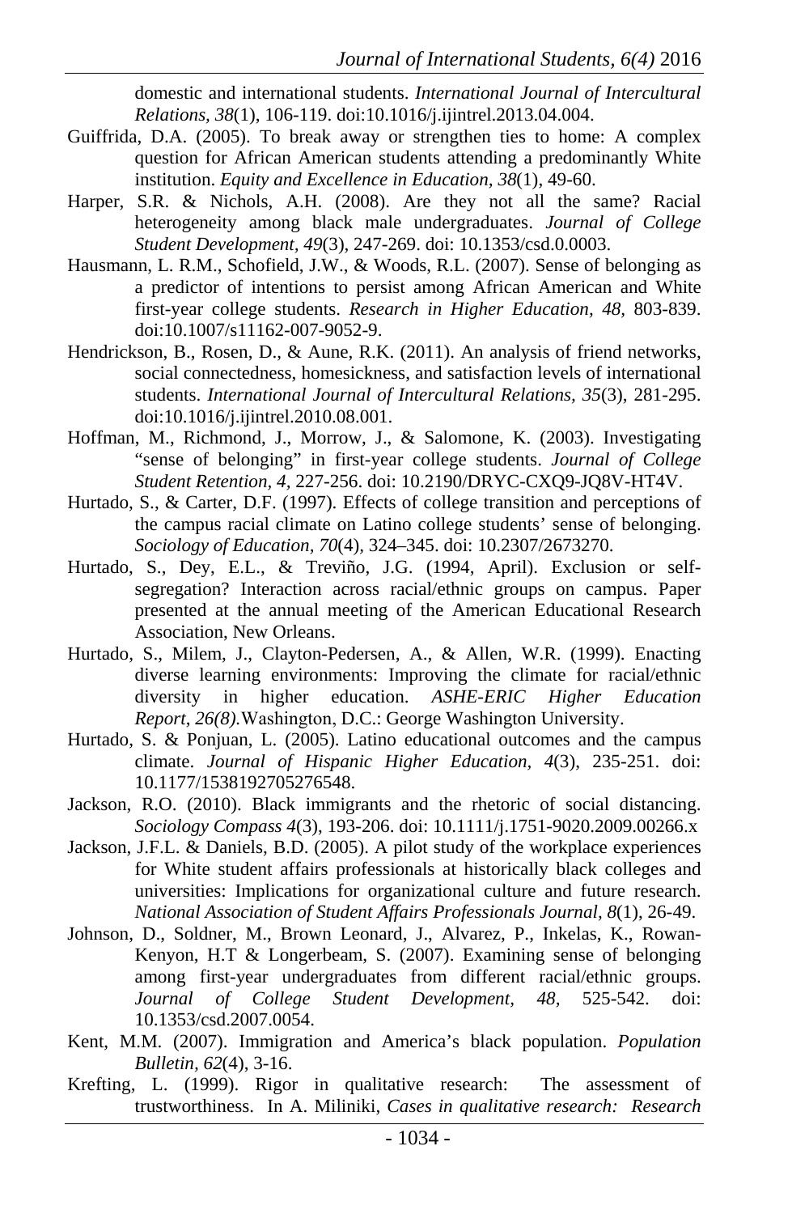domestic and international students. *International Journal of Intercultural Relations, 38*(1), 106-119. doi:10.1016/j.ijintrel.2013.04.004.

Guiffrida, D.A. (2005). To break away or strengthen ties to home: A complex question for African American students attending a predominantly White institution. *Equity and Excellence in Education, 38*(1), 49-60.

Harper, S.R. & Nichols, A.H. (2008). Are they not all the same? Racial heterogeneity among black male undergraduates. *Journal of College Student Development, 49*(3), 247-269. doi: 10.1353/csd.0.0003.

Hausmann, L. R.M., Schofield, J.W., & Woods, R.L. (2007). Sense of belonging as a predictor of intentions to persist among African American and White first-year college students. *Research in Higher Education, 48,* 803-839. doi:10.1007/s11162-007-9052-9.

Hendrickson, B., Rosen, D., & Aune, R.K. (2011). An analysis of friend networks, social connectedness, homesickness, and satisfaction levels of international students. *International Journal of Intercultural Relations, 35*(3), 281-295. doi:10.1016/j.ijintrel.2010.08.001.

Hoffman, M., Richmond, J., Morrow, J., & Salomone, K. (2003). Investigating "sense of belonging" in first-year college students. *Journal of College Student Retention, 4,* 227-256. doi: 10.2190/DRYC-CXQ9-JQ8V-HT4V.

Hurtado, S., & Carter, D.F. (1997). Effects of college transition and perceptions of the campus racial climate on Latino college students' sense of belonging. *Sociology of Education, 70*(4), 324–345. doi: 10.2307/2673270.

Hurtado, S., Dey, E.L., & Treviño, J.G. (1994, April). Exclusion or self-segregation? Interaction across racial/ethnic groups on campus. Paper presented at the annual meeting of the American Educational Research Association, New Orleans.

Hurtado, S., Milem, J., Clayton-Pedersen, A., & Allen, W.R. (1999). Enacting diverse learning environments: Improving the climate for racial/ethnic diversity in higher education. *ASHE-ERIC Higher Education Report, 26(8).*Washington, D.C.: George Washington University.

Hurtado, S. & Ponjuan, L. (2005). Latino educational outcomes and the campus climate. *Journal of Hispanic Higher Education, 4*(3), 235-251. doi: 10.1177/1538192705276548.

Jackson, R.O. (2010). Black immigrants and the rhetoric of social distancing. *Sociology Compass 4*(3), 193-206. doi: 10.1111/j.1751-9020.2009.00266.x

Jackson, J.F.L. & Daniels, B.D. (2005). A pilot study of the workplace experiences for White student affairs professionals at historically black colleges and universities: Implications for organizational culture and future research. *National Association of Student Affairs Professionals Journal, 8*(1), 26-49.

Johnson, D., Soldner, M., Brown Leonard, J., Alvarez, P., Inkelas, K., Rowan-Kenyon, H.T & Longerbeam, S. (2007). Examining sense of belonging among first-year undergraduates from different racial/ethnic groups. *Journal of College Student Development, 48,* 525-542. doi: 10.1353/csd.2007.0054.

Kent, M.M. (2007). Immigration and America's black population. *Population Bulletin, 62*(4), 3-16.

Krefting, L. (1999). Rigor in qualitative research: The assessment of trustworthiness. In A. Miliniki, *Cases in qualitative research: Research*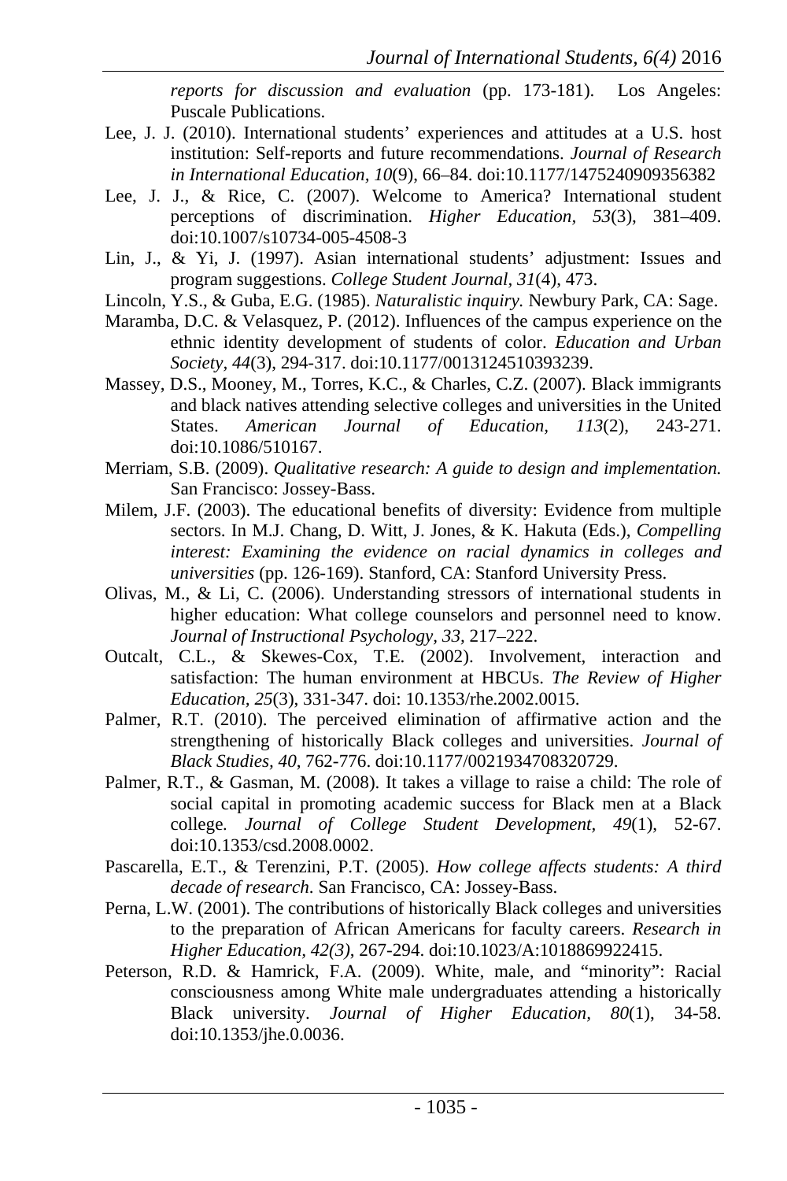*reports for discussion and evaluation* (pp. 173-181). Los Angeles: Puscale Publications.

Lee, J. J. (2010). International students' experiences and attitudes at a U.S. host institution: Self-reports and future recommendations. *Journal of Research in International Education, 10*(9), 66–84. doi:10.1177/1475240909356382

Lee, J. J., & Rice, C. (2007). Welcome to America? International student perceptions of discrimination. *Higher Education*, *53*(3), 381–409. doi:10.1007/s10734-005-4508-3

Lin, J., & Yi, J. (1997). Asian international students' adjustment: Issues and program suggestions. *College Student Journal, 31*(4), 473.

Lincoln, Y.S., & Guba, E.G. (1985). *Naturalistic inquiry.* Newbury Park, CA: Sage.

Maramba, D.C. & Velasquez, P. (2012). Influences of the campus experience on the ethnic identity development of students of color. *Education and Urban Society, 44*(3), 294-317. doi:10.1177/0013124510393239.

Massey, D.S., Mooney, M., Torres, K.C., & Charles, C.Z. (2007). Black immigrants and black natives attending selective colleges and universities in the United States. *American Journal of Education, 113*(2), 243-271. doi:10.1086/510167.

Merriam, S.B. (2009). *Qualitative research: A guide to design and implementation.* San Francisco: Jossey-Bass.

Milem, J.F. (2003). The educational benefits of diversity: Evidence from multiple sectors. In M.J. Chang, D. Witt, J. Jones, & K. Hakuta (Eds.), *Compelling interest: Examining the evidence on racial dynamics in colleges and universities* (pp. 126-169). Stanford, CA: Stanford University Press.

Olivas, M., & Li, C. (2006). Understanding stressors of international students in higher education: What college counselors and personnel need to know. *Journal of Instructional Psychology, 33*, 217–222.

Outcalt, C.L., & Skewes-Cox, T.E. (2002). Involvement, interaction and satisfaction: The human environment at HBCUs. *The Review of Higher Education, 25*(3), 331-347. doi: 10.1353/rhe.2002.0015.

Palmer, R.T. (2010). The perceived elimination of affirmative action and the strengthening of historically Black colleges and universities. *Journal of Black Studies*, *40*, 762-776. doi:10.1177/0021934708320729.

Palmer, R.T., & Gasman, M. (2008). It takes a village to raise a child: The role of social capital in promoting academic success for Black men at a Black college*. Journal of College Student Development, 49*(1), 52-67. doi:10.1353/csd.2008.0002.

Pascarella, E.T., & Terenzini, P.T. (2005). *How college affects students: A third decade of research*. San Francisco, CA: Jossey-Bass.

Perna, L.W. (2001). The contributions of historically Black colleges and universities to the preparation of African Americans for faculty careers. *Research in Higher Education, 42(3)*, 267-294. doi:10.1023/A:1018869922415.

Peterson, R.D. & Hamrick, F.A. (2009). White, male, and "minority": Racial consciousness among White male undergraduates attending a historically Black university. *Journal of Higher Education, 80*(1), 34-58. doi:10.1353/jhe.0.0036.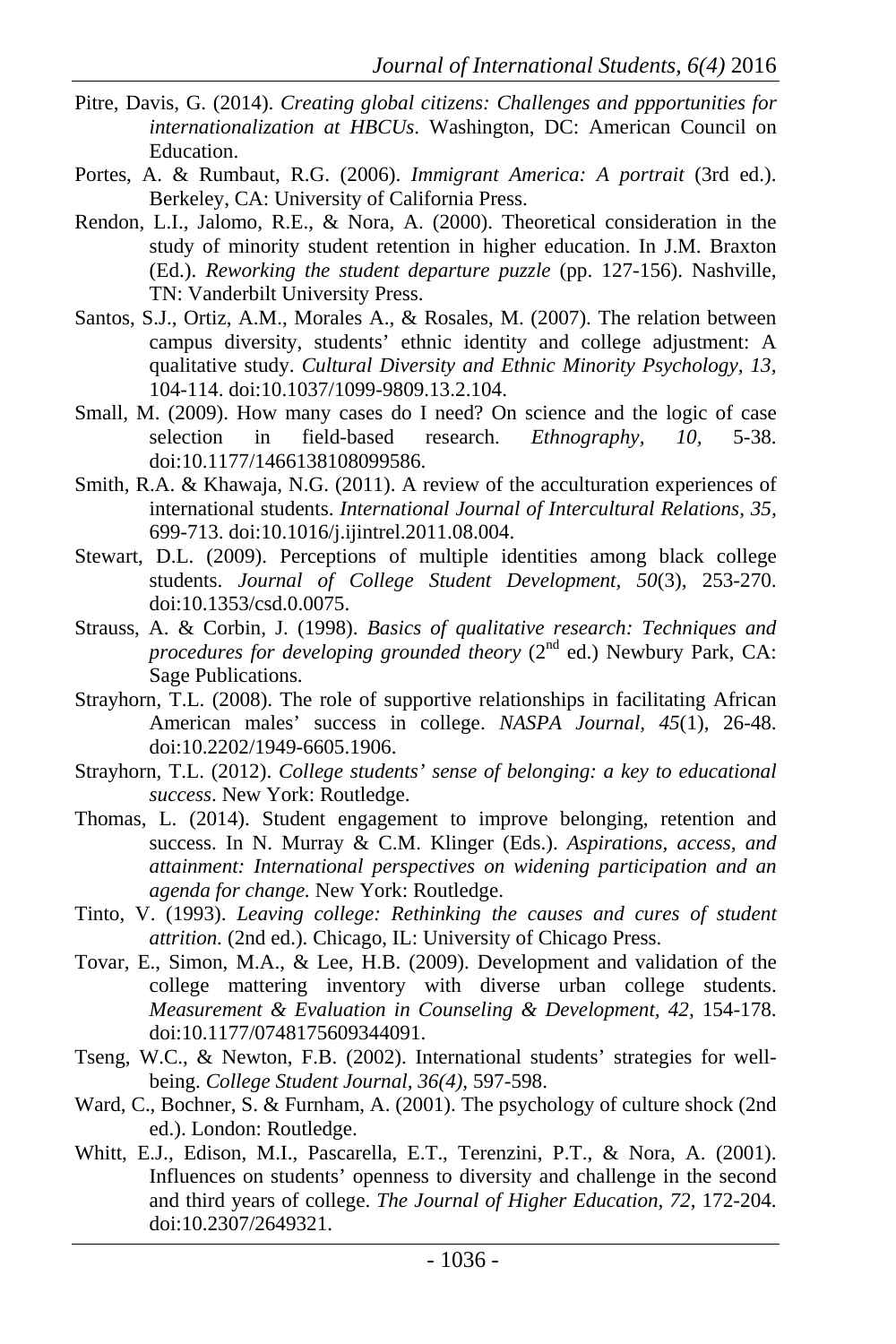Pitre, Davis, G. (2014). *Creating global citizens: Challenges and ppportunities for internationalization at HBCUs*. Washington, DC: American Council on Education.

Portes, A. & Rumbaut, R.G. (2006). *Immigrant America: A portrait* (3rd ed.). Berkeley, CA: University of California Press.

Rendon, L.I., Jalomo, R.E., & Nora, A. (2000). Theoretical consideration in the study of minority student retention in higher education. In J.M. Braxton (Ed.). *Reworking the student departure puzzle* (pp. 127-156). Nashville, TN: Vanderbilt University Press.

Santos, S.J., Ortiz, A.M., Morales A., & Rosales, M. (2007). The relation between campus diversity, students' ethnic identity and college adjustment: A qualitative study. *Cultural Diversity and Ethnic Minority Psychology, 13*, 104-114. doi:10.1037/1099-9809.13.2.104.

Small, M. (2009). How many cases do I need? On science and the logic of case selection in field-based research. *Ethnography, 10,* 5-38. doi:10.1177/1466138108099586.

Smith, R.A. & Khawaja, N.G. (2011). A review of the acculturation experiences of international students. *International Journal of Intercultural Relations, 35,* 699-713. doi:10.1016/j.ijintrel.2011.08.004.

Stewart, D.L. (2009). Perceptions of multiple identities among black college students. *Journal of College Student Development*, *50*(3), 253-270. doi:10.1353/csd.0.0075.

Strauss, A. & Corbin, J. (1998). *Basics of qualitative research: Techniques and procedures for developing grounded theory* (2nd ed.) Newbury Park, CA: Sage Publications.

Strayhorn, T.L. (2008). The role of supportive relationships in facilitating African American males' success in college. *NASPA Journal, 45*(1), 26-48. doi:10.2202/1949-6605.1906.

Strayhorn, T.L. (2012). *College students' sense of belonging: a key to educational success*. New York: Routledge.

Thomas, L. (2014). Student engagement to improve belonging, retention and success. In N. Murray & C.M. Klinger (Eds.). *Aspirations, access, and attainment: International perspectives on widening participation and an agenda for change.* New York: Routledge.

Tinto, V. (1993). *Leaving college: Rethinking the causes and cures of student attrition.* (2nd ed.). Chicago, IL: University of Chicago Press.

Tovar, E., Simon, M.A., & Lee, H.B. (2009). Development and validation of the college mattering inventory with diverse urban college students. *Measurement & Evaluation in Counseling & Development, 42,* 154-178. doi:10.1177/0748175609344091.

Tseng, W.C., & Newton, F.B. (2002). International students' strategies for well-being. *College Student Journal, 36(4),* 597-598.

Ward, C., Bochner, S. & Furnham, A. (2001). The psychology of culture shock (2nd ed.). London: Routledge.

Whitt, E.J., Edison, M.I., Pascarella, E.T., Terenzini, P.T., & Nora, A. (2001). Influences on students' openness to diversity and challenge in the second and third years of college. *The Journal of Higher Education, 72*, 172-204. doi:10.2307/2649321.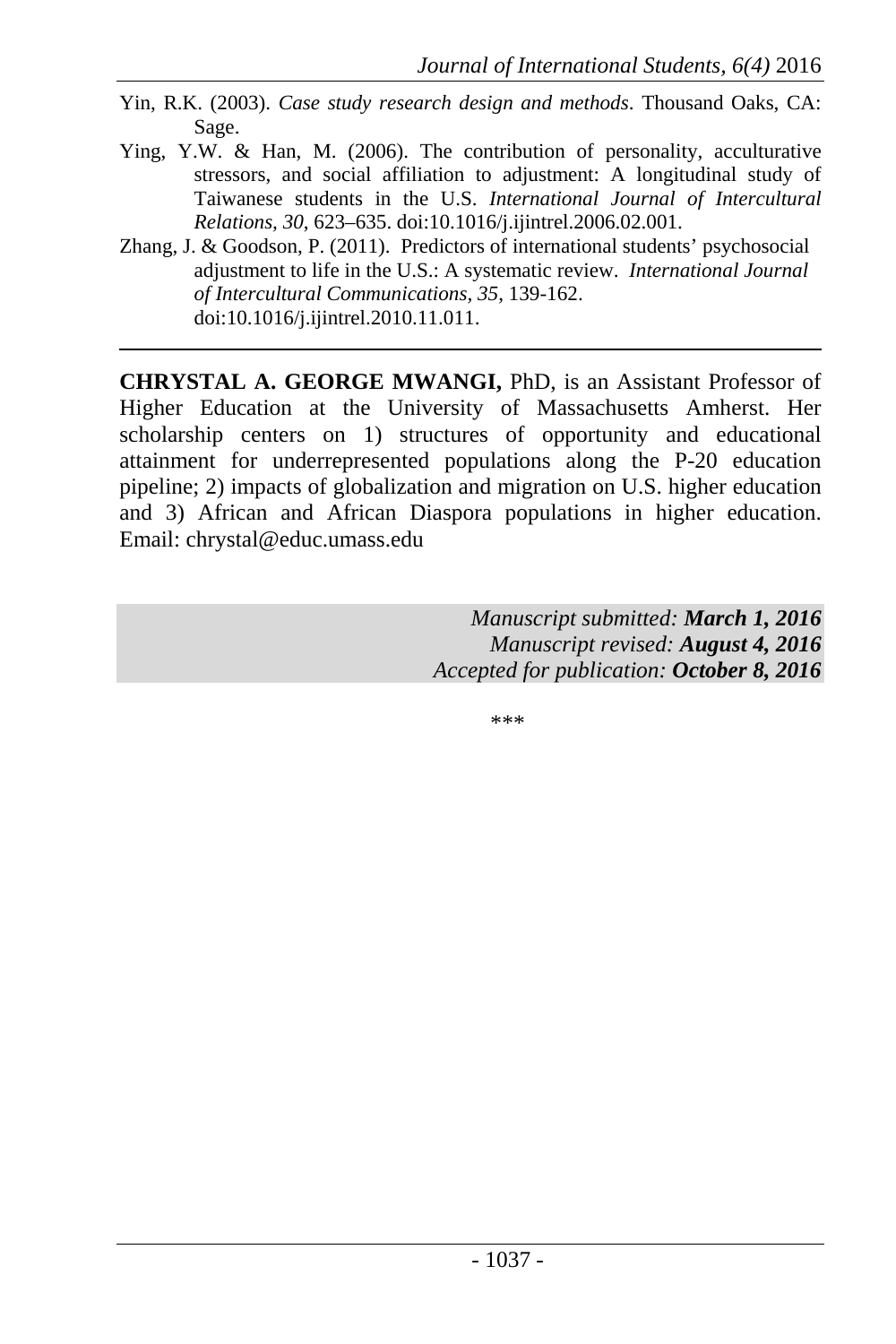Yin, R.K. (2003). *Case study research design and methods*. Thousand Oaks, CA: Sage.

Ying, Y.W. & Han, M. (2006). The contribution of personality, acculturative stressors, and social affiliation to adjustment: A longitudinal study of Taiwanese students in the U.S. *International Journal of Intercultural Relations*, *30*, 623–635. doi:10.1016/j.ijintrel.2006.02.001.

Zhang, J. & Goodson, P. (2011). Predictors of international students' psychosocial adjustment to life in the U.S.: A systematic review. *International Journal of Intercultural Communications*, *35*, 139-162. doi:10.1016/j.ijintrel.2010.11.011.

---

**CHRYSTAL A. GEORGE MWANGI,** PhD, is an Assistant Professor of Higher Education at the University of Massachusetts Amherst. Her scholarship centers on 1) structures of opportunity and educational attainment for underrepresented populations along the P-20 education pipeline; 2) impacts of globalization and migration on U.S. higher education and 3) African and African Diaspora populations in higher education. Email: chrystal@educ.umass.edu

*Manuscript submitted:* ***March 1, 2016***
*Manuscript revised:* ***August 4, 2016***
*Accepted for publication:* ***October 8, 2016***

***